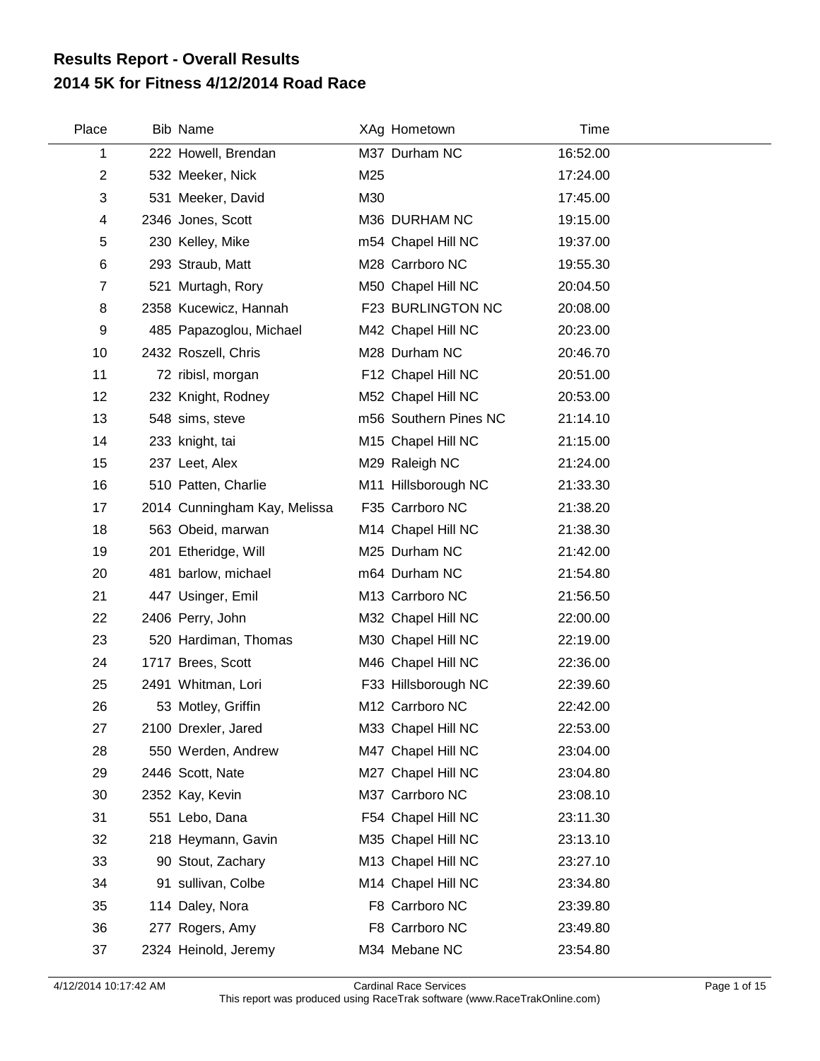# Results Report - Overall Results
## 2014 5K for Fitness 4/12/2014 Road Race

| Place | Bib | Name | XAg | Hometown | Time |
|---|---|---|---|---|---|
| 1 | 222 | Howell, Brendan | M37 | Durham NC | 16:52.00 |
| 2 | 532 | Meeker, Nick | M25 | | 17:24.00 |
| 3 | 531 | Meeker, David | M30 | | 17:45.00 |
| 4 | 2346 | Jones, Scott | M36 | DURHAM NC | 19:15.00 |
| 5 | 230 | Kelley, Mike | m54 | Chapel Hill NC | 19:37.00 |
| 6 | 293 | Straub, Matt | M28 | Carrboro NC | 19:55.30 |
| 7 | 521 | Murtagh, Rory | M50 | Chapel Hill NC | 20:04.50 |
| 8 | 2358 | Kucewicz, Hannah | F23 | BURLINGTON NC | 20:08.00 |
| 9 | 485 | Papazoglou, Michael | M42 | Chapel Hill NC | 20:23.00 |
| 10 | 2432 | Roszell, Chris | M28 | Durham NC | 20:46.70 |
| 11 | 72 | ribisl, morgan | F12 | Chapel Hill NC | 20:51.00 |
| 12 | 232 | Knight, Rodney | M52 | Chapel Hill NC | 20:53.00 |
| 13 | 548 | sims, steve | m56 | Southern Pines NC | 21:14.10 |
| 14 | 233 | knight, tai | M15 | Chapel Hill NC | 21:15.00 |
| 15 | 237 | Leet, Alex | M29 | Raleigh NC | 21:24.00 |
| 16 | 510 | Patten, Charlie | M11 | Hillsborough NC | 21:33.30 |
| 17 | 2014 | Cunningham Kay, Melissa | F35 | Carrboro NC | 21:38.20 |
| 18 | 563 | Obeid, marwan | M14 | Chapel Hill NC | 21:38.30 |
| 19 | 201 | Etheridge, Will | M25 | Durham NC | 21:42.00 |
| 20 | 481 | barlow, michael | m64 | Durham NC | 21:54.80 |
| 21 | 447 | Usinger, Emil | M13 | Carrboro NC | 21:56.50 |
| 22 | 2406 | Perry, John | M32 | Chapel Hill NC | 22:00.00 |
| 23 | 520 | Hardiman, Thomas | M30 | Chapel Hill NC | 22:19.00 |
| 24 | 1717 | Brees, Scott | M46 | Chapel Hill NC | 22:36.00 |
| 25 | 2491 | Whitman, Lori | F33 | Hillsborough NC | 22:39.60 |
| 26 | 53 | Motley, Griffin | M12 | Carrboro NC | 22:42.00 |
| 27 | 2100 | Drexler, Jared | M33 | Chapel Hill NC | 22:53.00 |
| 28 | 550 | Werden, Andrew | M47 | Chapel Hill NC | 23:04.00 |
| 29 | 2446 | Scott, Nate | M27 | Chapel Hill NC | 23:04.80 |
| 30 | 2352 | Kay, Kevin | M37 | Carrboro NC | 23:08.10 |
| 31 | 551 | Lebo, Dana | F54 | Chapel Hill NC | 23:11.30 |
| 32 | 218 | Heymann, Gavin | M35 | Chapel Hill NC | 23:13.10 |
| 33 | 90 | Stout, Zachary | M13 | Chapel Hill NC | 23:27.10 |
| 34 | 91 | sullivan, Colbe | M14 | Chapel Hill NC | 23:34.80 |
| 35 | 114 | Daley, Nora | F8 | Carrboro NC | 23:39.80 |
| 36 | 277 | Rogers, Amy | F8 | Carrboro NC | 23:49.80 |
| 37 | 2324 | Heinold, Jeremy | M34 | Mebane NC | 23:54.80 |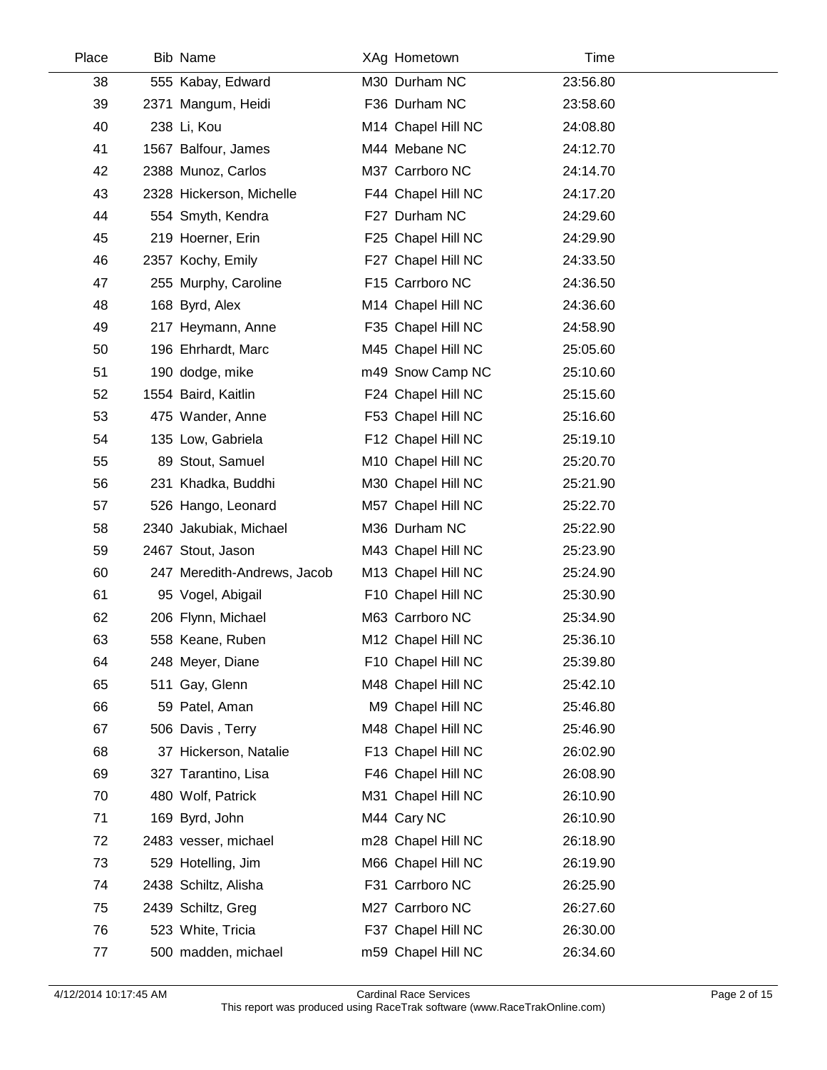| Place | Bib | Name | XAg | Hometown | Time |
|---|---|---|---|---|---|
| 38 | 555 | Kabay, Edward | M30 | Durham NC | 23:56.80 |
| 39 | 2371 | Mangum, Heidi | F36 | Durham NC | 23:58.60 |
| 40 | 238 | Li, Kou | M14 | Chapel Hill NC | 24:08.80 |
| 41 | 1567 | Balfour, James | M44 | Mebane NC | 24:12.70 |
| 42 | 2388 | Munoz, Carlos | M37 | Carrboro NC | 24:14.70 |
| 43 | 2328 | Hickerson, Michelle | F44 | Chapel Hill NC | 24:17.20 |
| 44 | 554 | Smyth, Kendra | F27 | Durham NC | 24:29.60 |
| 45 | 219 | Hoerner, Erin | F25 | Chapel Hill NC | 24:29.90 |
| 46 | 2357 | Kochy, Emily | F27 | Chapel Hill NC | 24:33.50 |
| 47 | 255 | Murphy, Caroline | F15 | Carrboro NC | 24:36.50 |
| 48 | 168 | Byrd, Alex | M14 | Chapel Hill NC | 24:36.60 |
| 49 | 217 | Heymann, Anne | F35 | Chapel Hill NC | 24:58.90 |
| 50 | 196 | Ehrhardt, Marc | M45 | Chapel Hill NC | 25:05.60 |
| 51 | 190 | dodge, mike | m49 | Snow Camp NC | 25:10.60 |
| 52 | 1554 | Baird, Kaitlin | F24 | Chapel Hill NC | 25:15.60 |
| 53 | 475 | Wander, Anne | F53 | Chapel Hill NC | 25:16.60 |
| 54 | 135 | Low, Gabriela | F12 | Chapel Hill NC | 25:19.10 |
| 55 | 89 | Stout, Samuel | M10 | Chapel Hill NC | 25:20.70 |
| 56 | 231 | Khadka, Buddhi | M30 | Chapel Hill NC | 25:21.90 |
| 57 | 526 | Hango, Leonard | M57 | Chapel Hill NC | 25:22.70 |
| 58 | 2340 | Jakubiak, Michael | M36 | Durham NC | 25:22.90 |
| 59 | 2467 | Stout, Jason | M43 | Chapel Hill NC | 25:23.90 |
| 60 | 247 | Meredith-Andrews, Jacob | M13 | Chapel Hill NC | 25:24.90 |
| 61 | 95 | Vogel, Abigail | F10 | Chapel Hill NC | 25:30.90 |
| 62 | 206 | Flynn, Michael | M63 | Carrboro NC | 25:34.90 |
| 63 | 558 | Keane, Ruben | M12 | Chapel Hill NC | 25:36.10 |
| 64 | 248 | Meyer, Diane | F10 | Chapel Hill NC | 25:39.80 |
| 65 | 511 | Gay, Glenn | M48 | Chapel Hill NC | 25:42.10 |
| 66 | 59 | Patel, Aman | M9 | Chapel Hill NC | 25:46.80 |
| 67 | 506 | Davis , Terry | M48 | Chapel Hill NC | 25:46.90 |
| 68 | 37 | Hickerson, Natalie | F13 | Chapel Hill NC | 26:02.90 |
| 69 | 327 | Tarantino, Lisa | F46 | Chapel Hill NC | 26:08.90 |
| 70 | 480 | Wolf, Patrick | M31 | Chapel Hill NC | 26:10.90 |
| 71 | 169 | Byrd, John | M44 | Cary NC | 26:10.90 |
| 72 | 2483 | vesser, michael | m28 | Chapel Hill NC | 26:18.90 |
| 73 | 529 | Hotelling, Jim | M66 | Chapel Hill NC | 26:19.90 |
| 74 | 2438 | Schiltz, Alisha | F31 | Carrboro NC | 26:25.90 |
| 75 | 2439 | Schiltz, Greg | M27 | Carrboro NC | 26:27.60 |
| 76 | 523 | White, Tricia | F37 | Chapel Hill NC | 26:30.00 |
| 77 | 500 | madden, michael | m59 | Chapel Hill NC | 26:34.60 |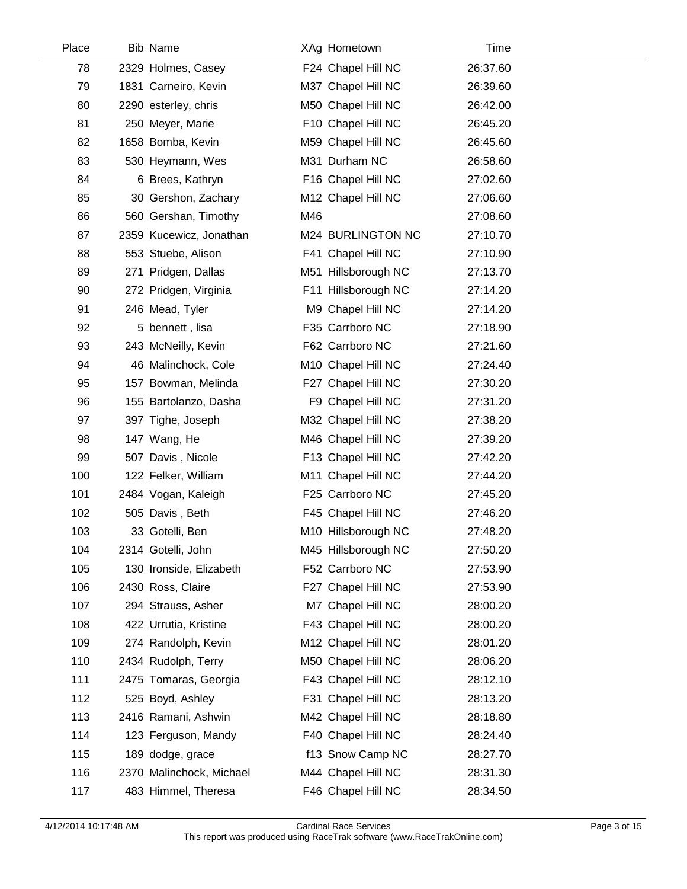| Place | Bib | Name | XAg | Hometown | Time |
|---|---|---|---|---|---|
| 78 | 2329 | Holmes, Casey | F24 | Chapel Hill NC | 26:37.60 |
| 79 | 1831 | Carneiro, Kevin | M37 | Chapel Hill NC | 26:39.60 |
| 80 | 2290 | esterley, chris | M50 | Chapel Hill NC | 26:42.00 |
| 81 | 250 | Meyer, Marie | F10 | Chapel Hill NC | 26:45.20 |
| 82 | 1658 | Bomba, Kevin | M59 | Chapel Hill NC | 26:45.60 |
| 83 | 530 | Heymann, Wes | M31 | Durham NC | 26:58.60 |
| 84 | 6 | Brees, Kathryn | F16 | Chapel Hill NC | 27:02.60 |
| 85 | 30 | Gershon, Zachary | M12 | Chapel Hill NC | 27:06.60 |
| 86 | 560 | Gershan, Timothy | M46 | | 27:08.60 |
| 87 | 2359 | Kucewicz, Jonathan | M24 | BURLINGTON NC | 27:10.70 |
| 88 | 553 | Stuebe, Alison | F41 | Chapel Hill NC | 27:10.90 |
| 89 | 271 | Pridgen, Dallas | M51 | Hillsborough NC | 27:13.70 |
| 90 | 272 | Pridgen, Virginia | F11 | Hillsborough NC | 27:14.20 |
| 91 | 246 | Mead, Tyler | M9 | Chapel Hill NC | 27:14.20 |
| 92 | 5 | bennett , lisa | F35 | Carrboro NC | 27:18.90 |
| 93 | 243 | McNeilly, Kevin | F62 | Carrboro NC | 27:21.60 |
| 94 | 46 | Malinchock, Cole | M10 | Chapel Hill NC | 27:24.40 |
| 95 | 157 | Bowman, Melinda | F27 | Chapel Hill NC | 27:30.20 |
| 96 | 155 | Bartolanzo, Dasha | F9 | Chapel Hill NC | 27:31.20 |
| 97 | 397 | Tighe, Joseph | M32 | Chapel Hill NC | 27:38.20 |
| 98 | 147 | Wang, He | M46 | Chapel Hill NC | 27:39.20 |
| 99 | 507 | Davis , Nicole | F13 | Chapel Hill NC | 27:42.20 |
| 100 | 122 | Felker, William | M11 | Chapel Hill NC | 27:44.20 |
| 101 | 2484 | Vogan, Kaleigh | F25 | Carrboro NC | 27:45.20 |
| 102 | 505 | Davis , Beth | F45 | Chapel Hill NC | 27:46.20 |
| 103 | 33 | Gotelli, Ben | M10 | Hillsborough NC | 27:48.20 |
| 104 | 2314 | Gotelli, John | M45 | Hillsborough NC | 27:50.20 |
| 105 | 130 | Ironside, Elizabeth | F52 | Carrboro NC | 27:53.90 |
| 106 | 2430 | Ross, Claire | F27 | Chapel Hill NC | 27:53.90 |
| 107 | 294 | Strauss, Asher | M7 | Chapel Hill NC | 28:00.20 |
| 108 | 422 | Urrutia, Kristine | F43 | Chapel Hill NC | 28:00.20 |
| 109 | 274 | Randolph, Kevin | M12 | Chapel Hill NC | 28:01.20 |
| 110 | 2434 | Rudolph, Terry | M50 | Chapel Hill NC | 28:06.20 |
| 111 | 2475 | Tomaras, Georgia | F43 | Chapel Hill NC | 28:12.10 |
| 112 | 525 | Boyd, Ashley | F31 | Chapel Hill NC | 28:13.20 |
| 113 | 2416 | Ramani, Ashwin | M42 | Chapel Hill NC | 28:18.80 |
| 114 | 123 | Ferguson, Mandy | F40 | Chapel Hill NC | 28:24.40 |
| 115 | 189 | dodge, grace | f13 | Snow Camp NC | 28:27.70 |
| 116 | 2370 | Malinchock, Michael | M44 | Chapel Hill NC | 28:31.30 |
| 117 | 483 | Himmel, Theresa | F46 | Chapel Hill NC | 28:34.50 |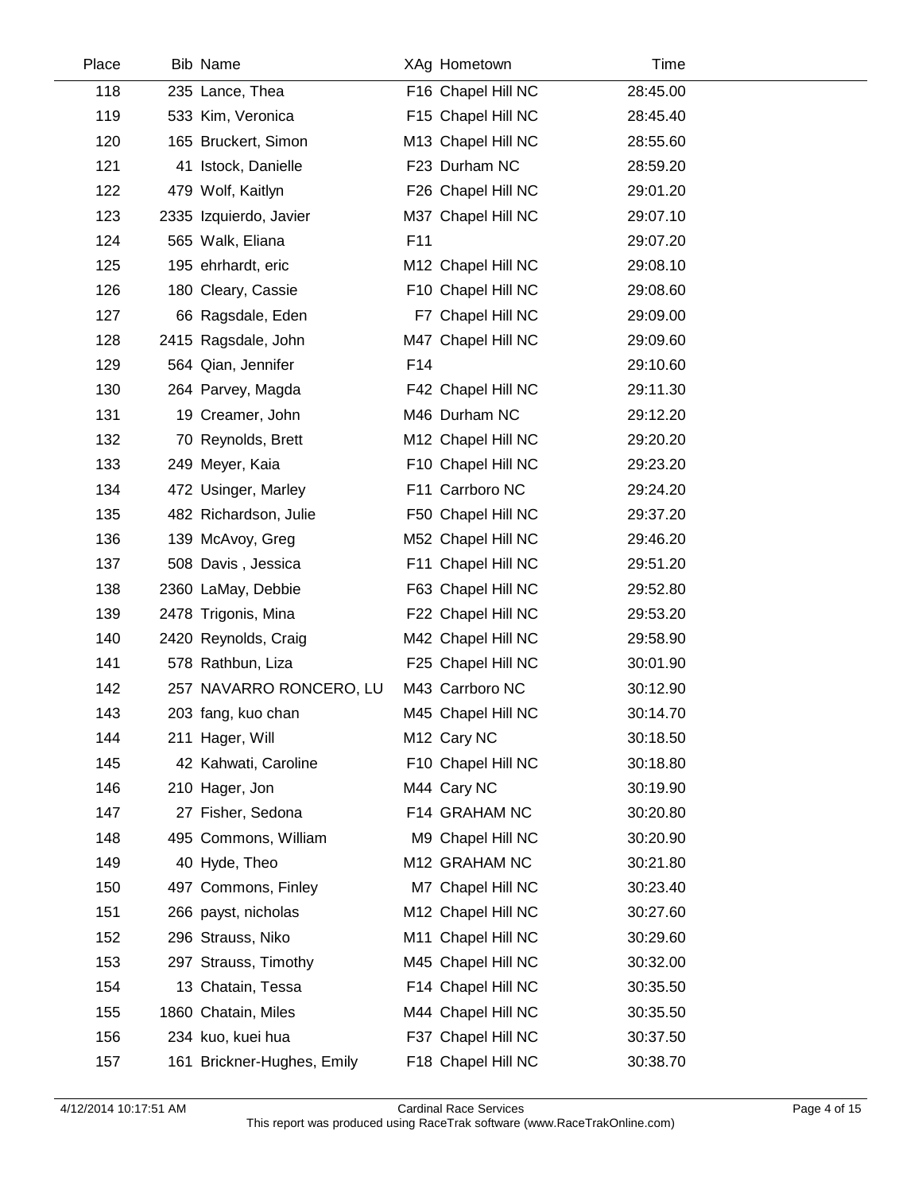| Place | Bib | Name | XAg | Hometown | Time |
|---|---|---|---|---|---|
| 118 | 235 | Lance, Thea | F16 | Chapel Hill NC | 28:45.00 |
| 119 | 533 | Kim, Veronica | F15 | Chapel Hill NC | 28:45.40 |
| 120 | 165 | Bruckert, Simon | M13 | Chapel Hill NC | 28:55.60 |
| 121 | 41 | Istock, Danielle | F23 | Durham NC | 28:59.20 |
| 122 | 479 | Wolf, Kaitlyn | F26 | Chapel Hill NC | 29:01.20 |
| 123 | 2335 | Izquierdo, Javier | M37 | Chapel Hill NC | 29:07.10 |
| 124 | 565 | Walk, Eliana | F11 | | 29:07.20 |
| 125 | 195 | ehrhardt, eric | M12 | Chapel Hill NC | 29:08.10 |
| 126 | 180 | Cleary, Cassie | F10 | Chapel Hill NC | 29:08.60 |
| 127 | 66 | Ragsdale, Eden | F7 | Chapel Hill NC | 29:09.00 |
| 128 | 2415 | Ragsdale, John | M47 | Chapel Hill NC | 29:09.60 |
| 129 | 564 | Qian, Jennifer | F14 | | 29:10.60 |
| 130 | 264 | Parvey, Magda | F42 | Chapel Hill NC | 29:11.30 |
| 131 | 19 | Creamer, John | M46 | Durham NC | 29:12.20 |
| 132 | 70 | Reynolds, Brett | M12 | Chapel Hill NC | 29:20.20 |
| 133 | 249 | Meyer, Kaia | F10 | Chapel Hill NC | 29:23.20 |
| 134 | 472 | Usinger, Marley | F11 | Carrboro NC | 29:24.20 |
| 135 | 482 | Richardson, Julie | F50 | Chapel Hill NC | 29:37.20 |
| 136 | 139 | McAvoy, Greg | M52 | Chapel Hill NC | 29:46.20 |
| 137 | 508 | Davis , Jessica | F11 | Chapel Hill NC | 29:51.20 |
| 138 | 2360 | LaMay, Debbie | F63 | Chapel Hill NC | 29:52.80 |
| 139 | 2478 | Trigonis, Mina | F22 | Chapel Hill NC | 29:53.20 |
| 140 | 2420 | Reynolds, Craig | M42 | Chapel Hill NC | 29:58.90 |
| 141 | 578 | Rathbun, Liza | F25 | Chapel Hill NC | 30:01.90 |
| 142 | 257 | NAVARRO RONCERO, LU | M43 | Carrboro NC | 30:12.90 |
| 143 | 203 | fang, kuo chan | M45 | Chapel Hill NC | 30:14.70 |
| 144 | 211 | Hager, Will | M12 | Cary NC | 30:18.50 |
| 145 | 42 | Kahwati, Caroline | F10 | Chapel Hill NC | 30:18.80 |
| 146 | 210 | Hager, Jon | M44 | Cary NC | 30:19.90 |
| 147 | 27 | Fisher, Sedona | F14 | GRAHAM NC | 30:20.80 |
| 148 | 495 | Commons, William | M9 | Chapel Hill NC | 30:20.90 |
| 149 | 40 | Hyde, Theo | M12 | GRAHAM NC | 30:21.80 |
| 150 | 497 | Commons, Finley | M7 | Chapel Hill NC | 30:23.40 |
| 151 | 266 | payst, nicholas | M12 | Chapel Hill NC | 30:27.60 |
| 152 | 296 | Strauss, Niko | M11 | Chapel Hill NC | 30:29.60 |
| 153 | 297 | Strauss, Timothy | M45 | Chapel Hill NC | 30:32.00 |
| 154 | 13 | Chatain, Tessa | F14 | Chapel Hill NC | 30:35.50 |
| 155 | 1860 | Chatain, Miles | M44 | Chapel Hill NC | 30:35.50 |
| 156 | 234 | kuo, kuei hua | F37 | Chapel Hill NC | 30:37.50 |
| 157 | 161 | Brickner-Hughes, Emily | F18 | Chapel Hill NC | 30:38.70 |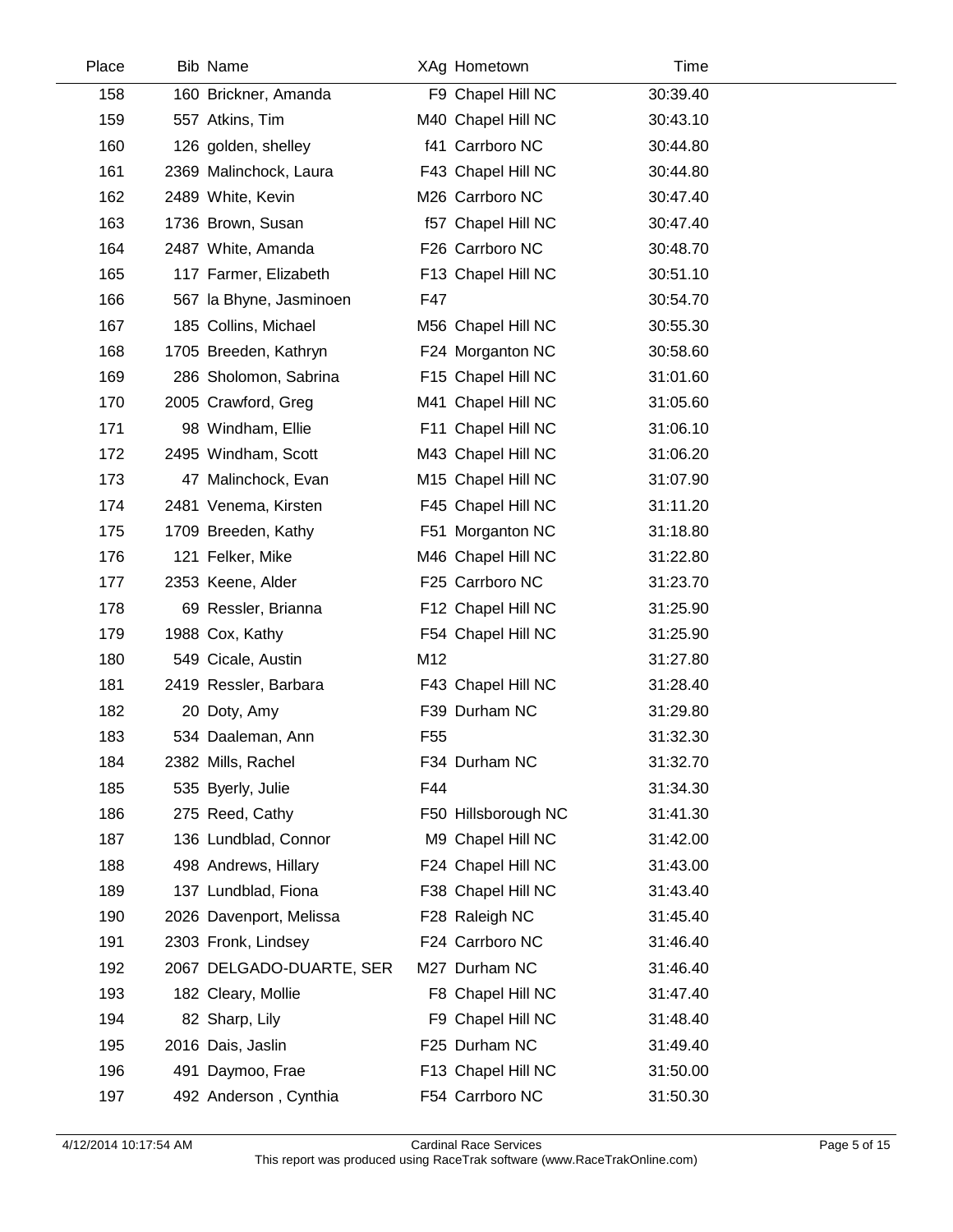| Place | Bib | Name | XAg | Hometown | Time |
|---|---|---|---|---|---|
| 158 | 160 | Brickner, Amanda | F9 | Chapel Hill NC | 30:39.40 |
| 159 | 557 | Atkins, Tim | M40 | Chapel Hill NC | 30:43.10 |
| 160 | 126 | golden, shelley | f41 | Carrboro NC | 30:44.80 |
| 161 | 2369 | Malinchock, Laura | F43 | Chapel Hill NC | 30:44.80 |
| 162 | 2489 | White, Kevin | M26 | Carrboro NC | 30:47.40 |
| 163 | 1736 | Brown, Susan | f57 | Chapel Hill NC | 30:47.40 |
| 164 | 2487 | White, Amanda | F26 | Carrboro NC | 30:48.70 |
| 165 | 117 | Farmer, Elizabeth | F13 | Chapel Hill NC | 30:51.10 |
| 166 | 567 | la Bhyne, Jasminoen | F47 | | 30:54.70 |
| 167 | 185 | Collins, Michael | M56 | Chapel Hill NC | 30:55.30 |
| 168 | 1705 | Breeden, Kathryn | F24 | Morganton NC | 30:58.60 |
| 169 | 286 | Sholomon, Sabrina | F15 | Chapel Hill NC | 31:01.60 |
| 170 | 2005 | Crawford, Greg | M41 | Chapel Hill NC | 31:05.60 |
| 171 | 98 | Windham, Ellie | F11 | Chapel Hill NC | 31:06.10 |
| 172 | 2495 | Windham, Scott | M43 | Chapel Hill NC | 31:06.20 |
| 173 | 47 | Malinchock, Evan | M15 | Chapel Hill NC | 31:07.90 |
| 174 | 2481 | Venema, Kirsten | F45 | Chapel Hill NC | 31:11.20 |
| 175 | 1709 | Breeden, Kathy | F51 | Morganton NC | 31:18.80 |
| 176 | 121 | Felker, Mike | M46 | Chapel Hill NC | 31:22.80 |
| 177 | 2353 | Keene, Alder | F25 | Carrboro NC | 31:23.70 |
| 178 | 69 | Ressler, Brianna | F12 | Chapel Hill NC | 31:25.90 |
| 179 | 1988 | Cox, Kathy | F54 | Chapel Hill NC | 31:25.90 |
| 180 | 549 | Cicale, Austin | M12 | | 31:27.80 |
| 181 | 2419 | Ressler, Barbara | F43 | Chapel Hill NC | 31:28.40 |
| 182 | 20 | Doty, Amy | F39 | Durham NC | 31:29.80 |
| 183 | 534 | Daaleman, Ann | F55 | | 31:32.30 |
| 184 | 2382 | Mills, Rachel | F34 | Durham NC | 31:32.70 |
| 185 | 535 | Byerly, Julie | F44 | | 31:34.30 |
| 186 | 275 | Reed, Cathy | F50 | Hillsborough NC | 31:41.30 |
| 187 | 136 | Lundblad, Connor | M9 | Chapel Hill NC | 31:42.00 |
| 188 | 498 | Andrews, Hillary | F24 | Chapel Hill NC | 31:43.00 |
| 189 | 137 | Lundblad, Fiona | F38 | Chapel Hill NC | 31:43.40 |
| 190 | 2026 | Davenport, Melissa | F28 | Raleigh NC | 31:45.40 |
| 191 | 2303 | Fronk, Lindsey | F24 | Carrboro NC | 31:46.40 |
| 192 | 2067 | DELGADO-DUARTE, SER | M27 | Durham NC | 31:46.40 |
| 193 | 182 | Cleary, Mollie | F8 | Chapel Hill NC | 31:47.40 |
| 194 | 82 | Sharp, Lily | F9 | Chapel Hill NC | 31:48.40 |
| 195 | 2016 | Dais, Jaslin | F25 | Durham NC | 31:49.40 |
| 196 | 491 | Daymoo, Frae | F13 | Chapel Hill NC | 31:50.00 |
| 197 | 492 | Anderson , Cynthia | F54 | Carrboro NC | 31:50.30 |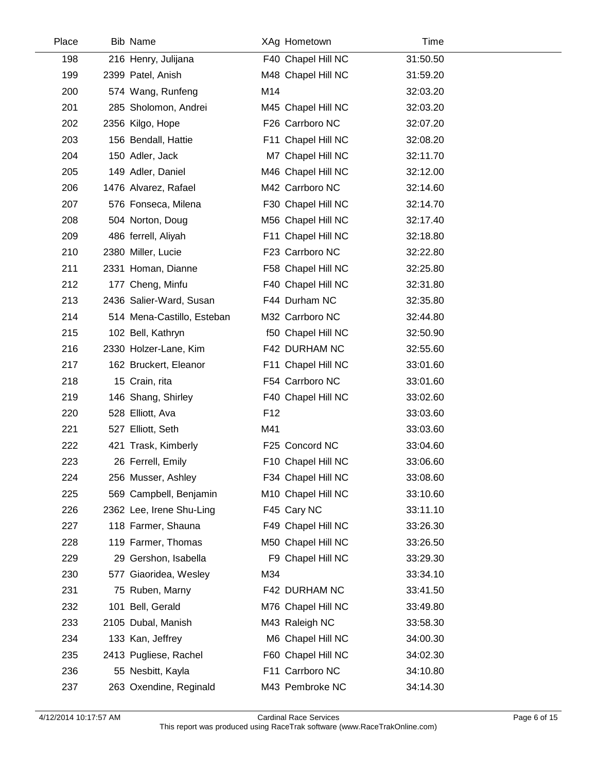| Place | Bib | Name | XAg | Hometown | Time |
|---|---|---|---|---|---|
| 198 | 216 | Henry, Julijana | F40 | Chapel Hill NC | 31:50.50 |
| 199 | 2399 | Patel, Anish | M48 | Chapel Hill NC | 31:59.20 |
| 200 | 574 | Wang, Runfeng | M14 | | 32:03.20 |
| 201 | 285 | Sholomon, Andrei | M45 | Chapel Hill NC | 32:03.20 |
| 202 | 2356 | Kilgo, Hope | F26 | Carrboro NC | 32:07.20 |
| 203 | 156 | Bendall, Hattie | F11 | Chapel Hill NC | 32:08.20 |
| 204 | 150 | Adler, Jack | M7 | Chapel Hill NC | 32:11.70 |
| 205 | 149 | Adler, Daniel | M46 | Chapel Hill NC | 32:12.00 |
| 206 | 1476 | Alvarez, Rafael | M42 | Carrboro NC | 32:14.60 |
| 207 | 576 | Fonseca, Milena | F30 | Chapel Hill NC | 32:14.70 |
| 208 | 504 | Norton, Doug | M56 | Chapel Hill NC | 32:17.40 |
| 209 | 486 | ferrell, Aliyah | F11 | Chapel Hill NC | 32:18.80 |
| 210 | 2380 | Miller, Lucie | F23 | Carrboro NC | 32:22.80 |
| 211 | 2331 | Homan, Dianne | F58 | Chapel Hill NC | 32:25.80 |
| 212 | 177 | Cheng, Minfu | F40 | Chapel Hill NC | 32:31.80 |
| 213 | 2436 | Salier-Ward, Susan | F44 | Durham NC | 32:35.80 |
| 214 | 514 | Mena-Castillo, Esteban | M32 | Carrboro NC | 32:44.80 |
| 215 | 102 | Bell, Kathryn | f50 | Chapel Hill NC | 32:50.90 |
| 216 | 2330 | Holzer-Lane, Kim | F42 | DURHAM NC | 32:55.60 |
| 217 | 162 | Bruckert, Eleanor | F11 | Chapel Hill NC | 33:01.60 |
| 218 | 15 | Crain, rita | F54 | Carrboro NC | 33:01.60 |
| 219 | 146 | Shang, Shirley | F40 | Chapel Hill NC | 33:02.60 |
| 220 | 528 | Elliott, Ava | F12 | | 33:03.60 |
| 221 | 527 | Elliott, Seth | M41 | | 33:03.60 |
| 222 | 421 | Trask, Kimberly | F25 | Concord NC | 33:04.60 |
| 223 | 26 | Ferrell, Emily | F10 | Chapel Hill NC | 33:06.60 |
| 224 | 256 | Musser, Ashley | F34 | Chapel Hill NC | 33:08.60 |
| 225 | 569 | Campbell, Benjamin | M10 | Chapel Hill NC | 33:10.60 |
| 226 | 2362 | Lee, Irene Shu-Ling | F45 | Cary NC | 33:11.10 |
| 227 | 118 | Farmer, Shauna | F49 | Chapel Hill NC | 33:26.30 |
| 228 | 119 | Farmer, Thomas | M50 | Chapel Hill NC | 33:26.50 |
| 229 | 29 | Gershon, Isabella | F9 | Chapel Hill NC | 33:29.30 |
| 230 | 577 | Giaoridea, Wesley | M34 | | 33:34.10 |
| 231 | 75 | Ruben, Marny | F42 | DURHAM NC | 33:41.50 |
| 232 | 101 | Bell, Gerald | M76 | Chapel Hill NC | 33:49.80 |
| 233 | 2105 | Dubal, Manish | M43 | Raleigh NC | 33:58.30 |
| 234 | 133 | Kan, Jeffrey | M6 | Chapel Hill NC | 34:00.30 |
| 235 | 2413 | Pugliese, Rachel | F60 | Chapel Hill NC | 34:02.30 |
| 236 | 55 | Nesbitt, Kayla | F11 | Carrboro NC | 34:10.80 |
| 237 | 263 | Oxendine, Reginald | M43 | Pembroke NC | 34:14.30 |

4/12/2014 10:17:57 AM — Cardinal Race Services — This report was produced using RaceTrak software (www.RaceTrakOnline.com)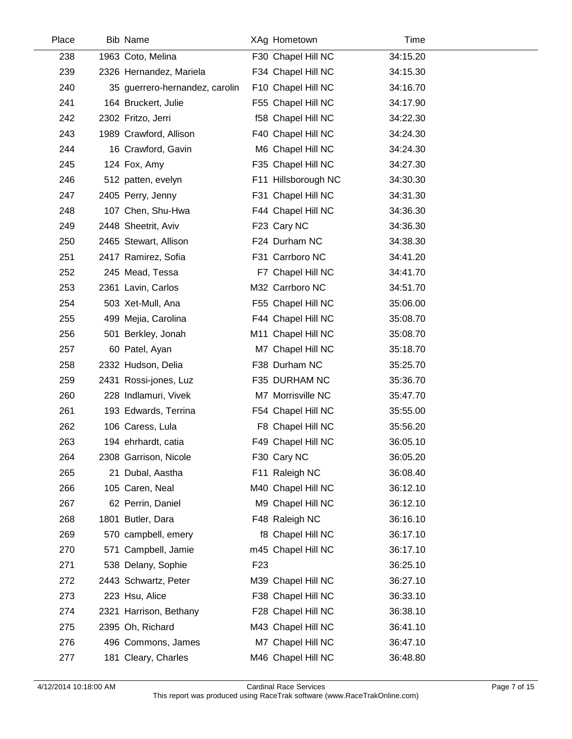| Place | Bib | Name | XAg | Hometown | Time |
|---|---|---|---|---|---|
| 238 | 1963 | Coto, Melina | F30 | Chapel Hill NC | 34:15.20 |
| 239 | 2326 | Hernandez, Mariela | F34 | Chapel Hill NC | 34:15.30 |
| 240 | 35 | guerrero-hernandez, carolin | F10 | Chapel Hill NC | 34:16.70 |
| 241 | 164 | Bruckert, Julie | F55 | Chapel Hill NC | 34:17.90 |
| 242 | 2302 | Fritzo, Jerri | f58 | Chapel Hill NC | 34:22.30 |
| 243 | 1989 | Crawford, Allison | F40 | Chapel Hill NC | 34:24.30 |
| 244 | 16 | Crawford, Gavin | M6 | Chapel Hill NC | 34:24.30 |
| 245 | 124 | Fox, Amy | F35 | Chapel Hill NC | 34:27.30 |
| 246 | 512 | patten, evelyn | F11 | Hillsborough NC | 34:30.30 |
| 247 | 2405 | Perry, Jenny | F31 | Chapel Hill NC | 34:31.30 |
| 248 | 107 | Chen, Shu-Hwa | F44 | Chapel Hill NC | 34:36.30 |
| 249 | 2448 | Sheetrit, Aviv | F23 | Cary NC | 34:36.30 |
| 250 | 2465 | Stewart, Allison | F24 | Durham NC | 34:38.30 |
| 251 | 2417 | Ramirez, Sofia | F31 | Carrboro NC | 34:41.20 |
| 252 | 245 | Mead, Tessa | F7 | Chapel Hill NC | 34:41.70 |
| 253 | 2361 | Lavin, Carlos | M32 | Carrboro NC | 34:51.70 |
| 254 | 503 | Xet-Mull, Ana | F55 | Chapel Hill NC | 35:06.00 |
| 255 | 499 | Mejia, Carolina | F44 | Chapel Hill NC | 35:08.70 |
| 256 | 501 | Berkley, Jonah | M11 | Chapel Hill NC | 35:08.70 |
| 257 | 60 | Patel, Ayan | M7 | Chapel Hill NC | 35:18.70 |
| 258 | 2332 | Hudson, Delia | F38 | Durham NC | 35:25.70 |
| 259 | 2431 | Rossi-jones, Luz | F35 | DURHAM NC | 35:36.70 |
| 260 | 228 | Indlamuri, Vivek | M7 | Morrisville NC | 35:47.70 |
| 261 | 193 | Edwards, Terrina | F54 | Chapel Hill NC | 35:55.00 |
| 262 | 106 | Caress, Lula | F8 | Chapel Hill NC | 35:56.20 |
| 263 | 194 | ehrhardt, catia | F49 | Chapel Hill NC | 36:05.10 |
| 264 | 2308 | Garrison, Nicole | F30 | Cary NC | 36:05.20 |
| 265 | 21 | Dubal, Aastha | F11 | Raleigh NC | 36:08.40 |
| 266 | 105 | Caren, Neal | M40 | Chapel Hill NC | 36:12.10 |
| 267 | 62 | Perrin, Daniel | M9 | Chapel Hill NC | 36:12.10 |
| 268 | 1801 | Butler, Dara | F48 | Raleigh NC | 36:16.10 |
| 269 | 570 | campbell, emery | f8 | Chapel Hill NC | 36:17.10 |
| 270 | 571 | Campbell, Jamie | m45 | Chapel Hill NC | 36:17.10 |
| 271 | 538 | Delany, Sophie | F23 | | 36:25.10 |
| 272 | 2443 | Schwartz, Peter | M39 | Chapel Hill NC | 36:27.10 |
| 273 | 223 | Hsu, Alice | F38 | Chapel Hill NC | 36:33.10 |
| 274 | 2321 | Harrison, Bethany | F28 | Chapel Hill NC | 36:38.10 |
| 275 | 2395 | Oh, Richard | M43 | Chapel Hill NC | 36:41.10 |
| 276 | 496 | Commons, James | M7 | Chapel Hill NC | 36:47.10 |
| 277 | 181 | Cleary, Charles | M46 | Chapel Hill NC | 36:48.80 |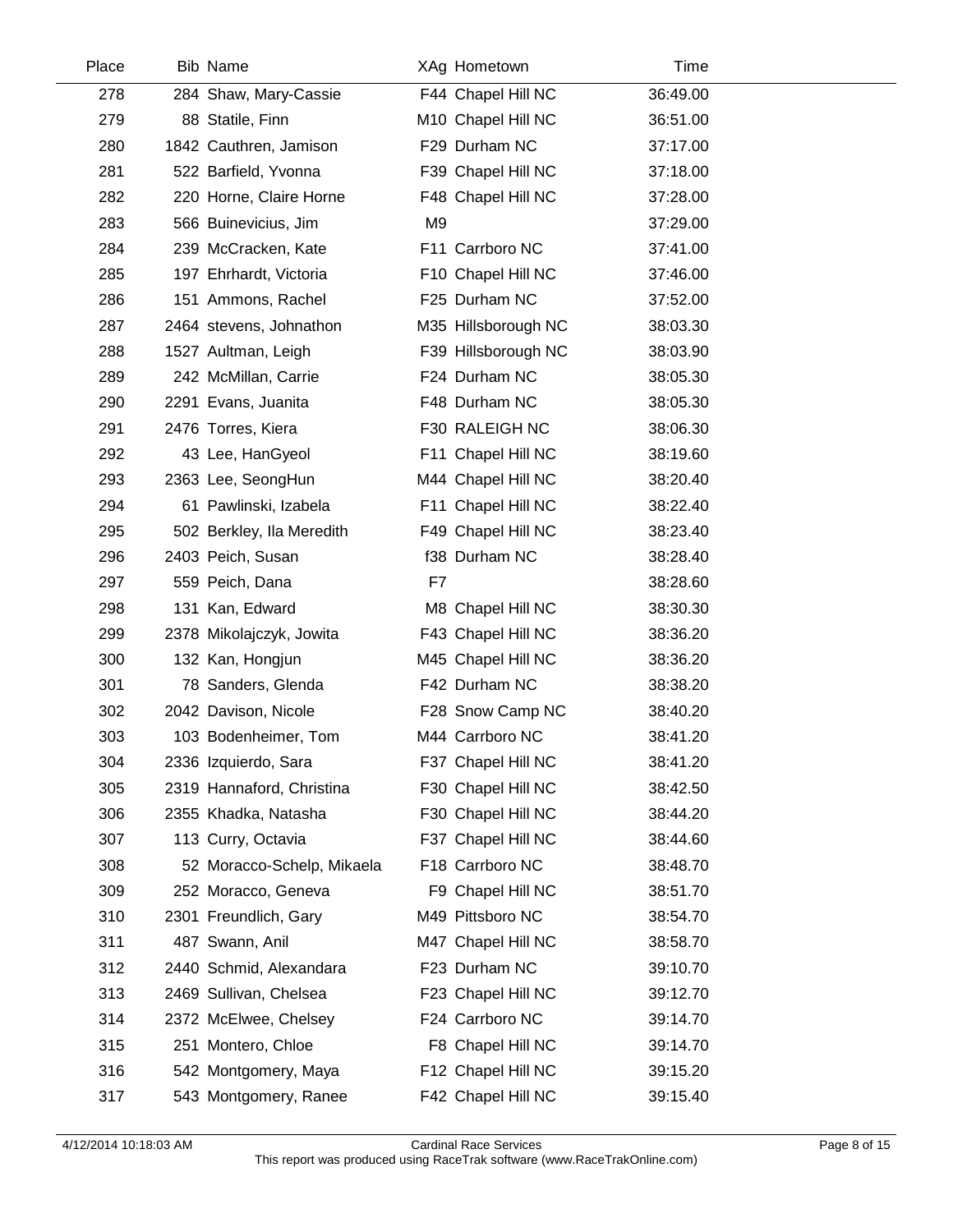| Place | Bib | Name | XAg | Hometown | Time |
|---|---|---|---|---|---|
| 278 | 284 | Shaw, Mary-Cassie | F44 | Chapel Hill NC | 36:49.00 |
| 279 | 88 | Statile, Finn | M10 | Chapel Hill NC | 36:51.00 |
| 280 | 1842 | Cauthren, Jamison | F29 | Durham NC | 37:17.00 |
| 281 | 522 | Barfield, Yvonna | F39 | Chapel Hill NC | 37:18.00 |
| 282 | 220 | Horne, Claire Horne | F48 | Chapel Hill NC | 37:28.00 |
| 283 | 566 | Buinevicius, Jim | M9 | | 37:29.00 |
| 284 | 239 | McCracken, Kate | F11 | Carrboro NC | 37:41.00 |
| 285 | 197 | Ehrhardt, Victoria | F10 | Chapel Hill NC | 37:46.00 |
| 286 | 151 | Ammons, Rachel | F25 | Durham NC | 37:52.00 |
| 287 | 2464 | stevens, Johnathon | M35 | Hillsborough NC | 38:03.30 |
| 288 | 1527 | Aultman, Leigh | F39 | Hillsborough NC | 38:03.90 |
| 289 | 242 | McMillan, Carrie | F24 | Durham NC | 38:05.30 |
| 290 | 2291 | Evans, Juanita | F48 | Durham NC | 38:05.30 |
| 291 | 2476 | Torres, Kiera | F30 | RALEIGH NC | 38:06.30 |
| 292 | 43 | Lee, HanGyeol | F11 | Chapel Hill NC | 38:19.60 |
| 293 | 2363 | Lee, SeongHun | M44 | Chapel Hill NC | 38:20.40 |
| 294 | 61 | Pawlinski, Izabela | F11 | Chapel Hill NC | 38:22.40 |
| 295 | 502 | Berkley, Ila Meredith | F49 | Chapel Hill NC | 38:23.40 |
| 296 | 2403 | Peich, Susan | f38 | Durham NC | 38:28.40 |
| 297 | 559 | Peich, Dana | F7 | | 38:28.60 |
| 298 | 131 | Kan, Edward | M8 | Chapel Hill NC | 38:30.30 |
| 299 | 2378 | Mikolajczyk, Jowita | F43 | Chapel Hill NC | 38:36.20 |
| 300 | 132 | Kan, Hongjun | M45 | Chapel Hill NC | 38:36.20 |
| 301 | 78 | Sanders, Glenda | F42 | Durham NC | 38:38.20 |
| 302 | 2042 | Davison, Nicole | F28 | Snow Camp NC | 38:40.20 |
| 303 | 103 | Bodenheimer, Tom | M44 | Carrboro NC | 38:41.20 |
| 304 | 2336 | Izquierdo, Sara | F37 | Chapel Hill NC | 38:41.20 |
| 305 | 2319 | Hannaford, Christina | F30 | Chapel Hill NC | 38:42.50 |
| 306 | 2355 | Khadka, Natasha | F30 | Chapel Hill NC | 38:44.20 |
| 307 | 113 | Curry, Octavia | F37 | Chapel Hill NC | 38:44.60 |
| 308 | 52 | Moracco-Schelp, Mikaela | F18 | Carrboro NC | 38:48.70 |
| 309 | 252 | Moracco, Geneva | F9 | Chapel Hill NC | 38:51.70 |
| 310 | 2301 | Freundlich, Gary | M49 | Pittsboro NC | 38:54.70 |
| 311 | 487 | Swann, Anil | M47 | Chapel Hill NC | 38:58.70 |
| 312 | 2440 | Schmid, Alexandara | F23 | Durham NC | 39:10.70 |
| 313 | 2469 | Sullivan, Chelsea | F23 | Chapel Hill NC | 39:12.70 |
| 314 | 2372 | McElwee, Chelsey | F24 | Carrboro NC | 39:14.70 |
| 315 | 251 | Montero, Chloe | F8 | Chapel Hill NC | 39:14.70 |
| 316 | 542 | Montgomery, Maya | F12 | Chapel Hill NC | 39:15.20 |
| 317 | 543 | Montgomery, Ranee | F42 | Chapel Hill NC | 39:15.40 |

4/12/2014 10:18:03 AM Cardinal Race Services
This report was produced using RaceTrak software (www.RaceTrakOnline.com)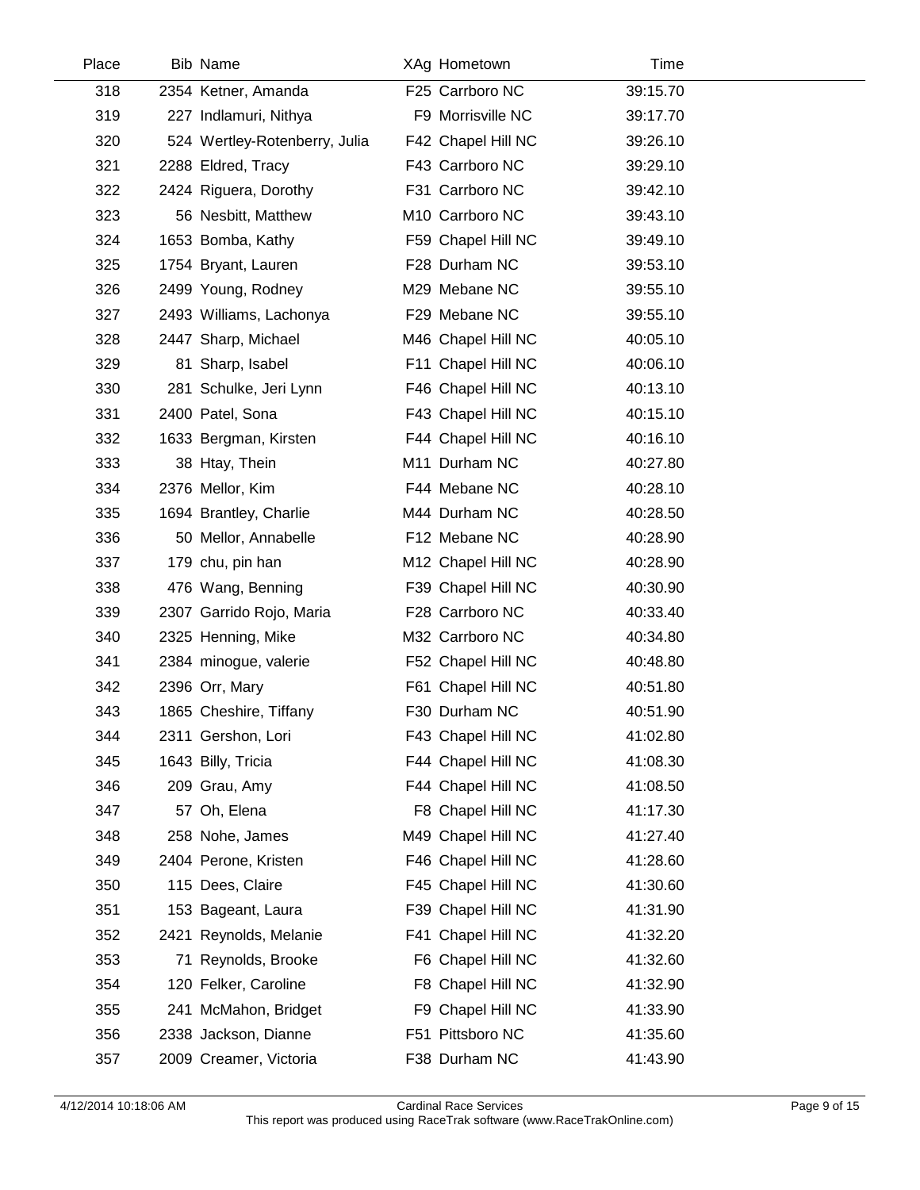| Place | Bib | Name | XAg | Hometown | Time |
|---|---|---|---|---|---|
| 318 | 2354 | Ketner, Amanda | F25 | Carrboro NC | 39:15.70 |
| 319 | 227 | Indlamuri, Nithya | F9 | Morrisville NC | 39:17.70 |
| 320 | 524 | Wertley-Rotenberry, Julia | F42 | Chapel Hill NC | 39:26.10 |
| 321 | 2288 | Eldred, Tracy | F43 | Carrboro NC | 39:29.10 |
| 322 | 2424 | Riguera, Dorothy | F31 | Carrboro NC | 39:42.10 |
| 323 | 56 | Nesbitt, Matthew | M10 | Carrboro NC | 39:43.10 |
| 324 | 1653 | Bomba, Kathy | F59 | Chapel Hill NC | 39:49.10 |
| 325 | 1754 | Bryant, Lauren | F28 | Durham NC | 39:53.10 |
| 326 | 2499 | Young, Rodney | M29 | Mebane NC | 39:55.10 |
| 327 | 2493 | Williams, Lachonya | F29 | Mebane NC | 39:55.10 |
| 328 | 2447 | Sharp, Michael | M46 | Chapel Hill NC | 40:05.10 |
| 329 | 81 | Sharp, Isabel | F11 | Chapel Hill NC | 40:06.10 |
| 330 | 281 | Schulke, Jeri Lynn | F46 | Chapel Hill NC | 40:13.10 |
| 331 | 2400 | Patel, Sona | F43 | Chapel Hill NC | 40:15.10 |
| 332 | 1633 | Bergman, Kirsten | F44 | Chapel Hill NC | 40:16.10 |
| 333 | 38 | Htay, Thein | M11 | Durham NC | 40:27.80 |
| 334 | 2376 | Mellor, Kim | F44 | Mebane NC | 40:28.10 |
| 335 | 1694 | Brantley, Charlie | M44 | Durham NC | 40:28.50 |
| 336 | 50 | Mellor, Annabelle | F12 | Mebane NC | 40:28.90 |
| 337 | 179 | chu, pin han | M12 | Chapel Hill NC | 40:28.90 |
| 338 | 476 | Wang, Benning | F39 | Chapel Hill NC | 40:30.90 |
| 339 | 2307 | Garrido Rojo, Maria | F28 | Carrboro NC | 40:33.40 |
| 340 | 2325 | Henning, Mike | M32 | Carrboro NC | 40:34.80 |
| 341 | 2384 | minogue, valerie | F52 | Chapel Hill NC | 40:48.80 |
| 342 | 2396 | Orr, Mary | F61 | Chapel Hill NC | 40:51.80 |
| 343 | 1865 | Cheshire, Tiffany | F30 | Durham NC | 40:51.90 |
| 344 | 2311 | Gershon, Lori | F43 | Chapel Hill NC | 41:02.80 |
| 345 | 1643 | Billy, Tricia | F44 | Chapel Hill NC | 41:08.30 |
| 346 | 209 | Grau, Amy | F44 | Chapel Hill NC | 41:08.50 |
| 347 | 57 | Oh, Elena | F8 | Chapel Hill NC | 41:17.30 |
| 348 | 258 | Nohe, James | M49 | Chapel Hill NC | 41:27.40 |
| 349 | 2404 | Perone, Kristen | F46 | Chapel Hill NC | 41:28.60 |
| 350 | 115 | Dees, Claire | F45 | Chapel Hill NC | 41:30.60 |
| 351 | 153 | Bageant, Laura | F39 | Chapel Hill NC | 41:31.90 |
| 352 | 2421 | Reynolds, Melanie | F41 | Chapel Hill NC | 41:32.20 |
| 353 | 71 | Reynolds, Brooke | F6 | Chapel Hill NC | 41:32.60 |
| 354 | 120 | Felker, Caroline | F8 | Chapel Hill NC | 41:32.90 |
| 355 | 241 | McMahon, Bridget | F9 | Chapel Hill NC | 41:33.90 |
| 356 | 2338 | Jackson, Dianne | F51 | Pittsboro NC | 41:35.60 |
| 357 | 2009 | Creamer, Victoria | F38 | Durham NC | 41:43.90 |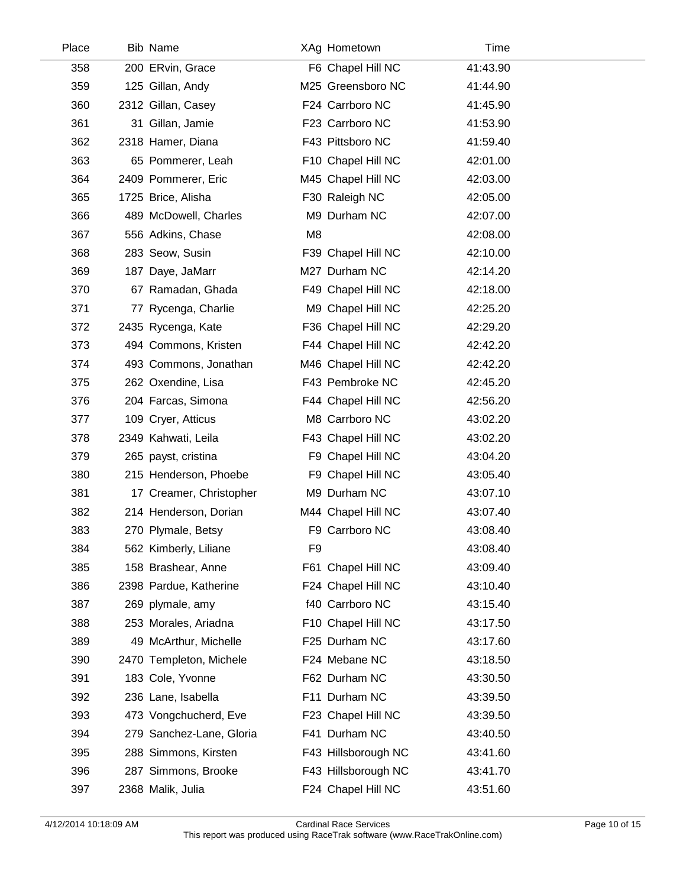| Place | Bib | Name | XAg | Hometown | Time |
|---|---|---|---|---|---|
| 358 | 200 | ERvin, Grace | F6 | Chapel Hill NC | 41:43.90 |
| 359 | 125 | Gillan, Andy | M25 | Greensboro NC | 41:44.90 |
| 360 | 2312 | Gillan, Casey | F24 | Carrboro NC | 41:45.90 |
| 361 | 31 | Gillan, Jamie | F23 | Carrboro NC | 41:53.90 |
| 362 | 2318 | Hamer, Diana | F43 | Pittsboro NC | 41:59.40 |
| 363 | 65 | Pommerer, Leah | F10 | Chapel Hill NC | 42:01.00 |
| 364 | 2409 | Pommerer, Eric | M45 | Chapel Hill NC | 42:03.00 |
| 365 | 1725 | Brice, Alisha | F30 | Raleigh NC | 42:05.00 |
| 366 | 489 | McDowell, Charles | M9 | Durham NC | 42:07.00 |
| 367 | 556 | Adkins, Chase | M8 | | 42:08.00 |
| 368 | 283 | Seow, Susin | F39 | Chapel Hill NC | 42:10.00 |
| 369 | 187 | Daye, JaMarr | M27 | Durham NC | 42:14.20 |
| 370 | 67 | Ramadan, Ghada | F49 | Chapel Hill NC | 42:18.00 |
| 371 | 77 | Rycenga, Charlie | M9 | Chapel Hill NC | 42:25.20 |
| 372 | 2435 | Rycenga, Kate | F36 | Chapel Hill NC | 42:29.20 |
| 373 | 494 | Commons, Kristen | F44 | Chapel Hill NC | 42:42.20 |
| 374 | 493 | Commons, Jonathan | M46 | Chapel Hill NC | 42:42.20 |
| 375 | 262 | Oxendine, Lisa | F43 | Pembroke NC | 42:45.20 |
| 376 | 204 | Farcas, Simona | F44 | Chapel Hill NC | 42:56.20 |
| 377 | 109 | Cryer, Atticus | M8 | Carrboro NC | 43:02.20 |
| 378 | 2349 | Kahwati, Leila | F43 | Chapel Hill NC | 43:02.20 |
| 379 | 265 | payst, cristina | F9 | Chapel Hill NC | 43:04.20 |
| 380 | 215 | Henderson, Phoebe | F9 | Chapel Hill NC | 43:05.40 |
| 381 | 17 | Creamer, Christopher | M9 | Durham NC | 43:07.10 |
| 382 | 214 | Henderson, Dorian | M44 | Chapel Hill NC | 43:07.40 |
| 383 | 270 | Plymale, Betsy | F9 | Carrboro NC | 43:08.40 |
| 384 | 562 | Kimberly, Liliane | F9 | | 43:08.40 |
| 385 | 158 | Brashear, Anne | F61 | Chapel Hill NC | 43:09.40 |
| 386 | 2398 | Pardue, Katherine | F24 | Chapel Hill NC | 43:10.40 |
| 387 | 269 | plymale, amy | f40 | Carrboro NC | 43:15.40 |
| 388 | 253 | Morales, Ariadna | F10 | Chapel Hill NC | 43:17.50 |
| 389 | 49 | McArthur, Michelle | F25 | Durham NC | 43:17.60 |
| 390 | 2470 | Templeton, Michele | F24 | Mebane NC | 43:18.50 |
| 391 | 183 | Cole, Yvonne | F62 | Durham NC | 43:30.50 |
| 392 | 236 | Lane, Isabella | F11 | Durham NC | 43:39.50 |
| 393 | 473 | Vongchucherd, Eve | F23 | Chapel Hill NC | 43:39.50 |
| 394 | 279 | Sanchez-Lane, Gloria | F41 | Durham NC | 43:40.50 |
| 395 | 288 | Simmons, Kirsten | F43 | Hillsborough NC | 43:41.60 |
| 396 | 287 | Simmons, Brooke | F43 | Hillsborough NC | 43:41.70 |
| 397 | 2368 | Malik, Julia | F24 | Chapel Hill NC | 43:51.60 |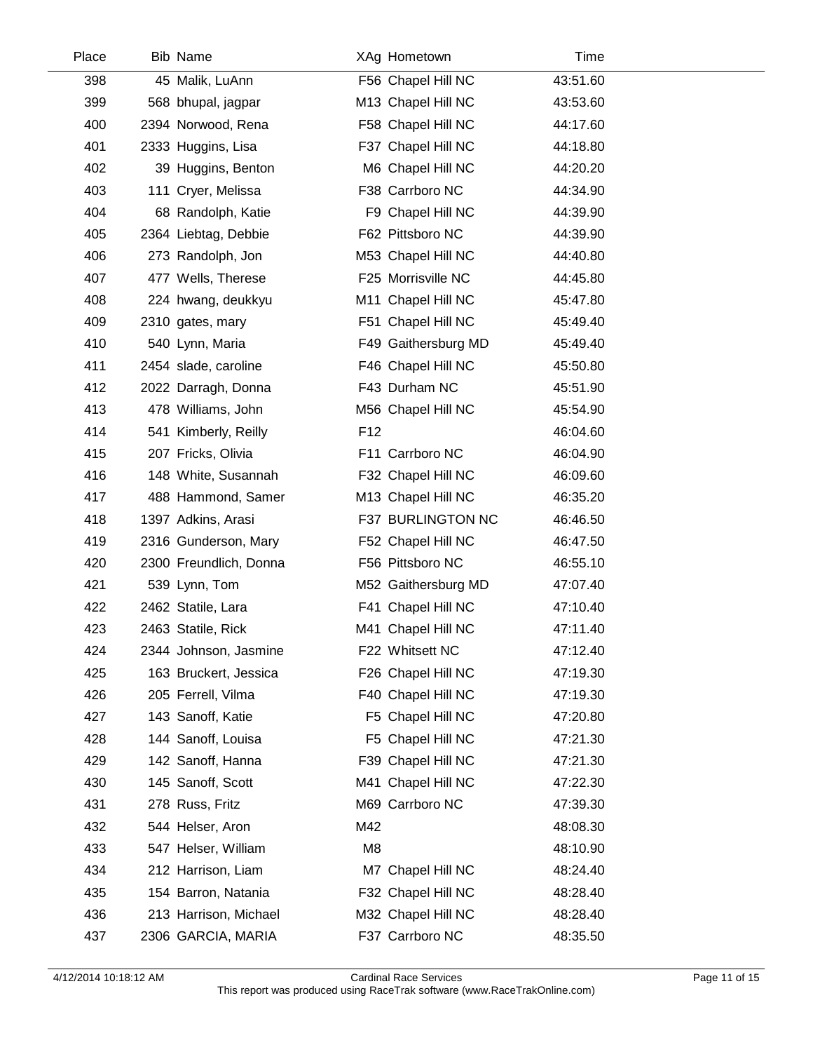| Place | Bib | Name | XAg | Hometown | Time |
|---|---|---|---|---|---|
| 398 | 45 | Malik, LuAnn | F56 | Chapel Hill NC | 43:51.60 |
| 399 | 568 | bhupal, jagpar | M13 | Chapel Hill NC | 43:53.60 |
| 400 | 2394 | Norwood, Rena | F58 | Chapel Hill NC | 44:17.60 |
| 401 | 2333 | Huggins, Lisa | F37 | Chapel Hill NC | 44:18.80 |
| 402 | 39 | Huggins, Benton | M6 | Chapel Hill NC | 44:20.20 |
| 403 | 111 | Cryer, Melissa | F38 | Carrboro NC | 44:34.90 |
| 404 | 68 | Randolph, Katie | F9 | Chapel Hill NC | 44:39.90 |
| 405 | 2364 | Liebtag, Debbie | F62 | Pittsboro NC | 44:39.90 |
| 406 | 273 | Randolph, Jon | M53 | Chapel Hill NC | 44:40.80 |
| 407 | 477 | Wells, Therese | F25 | Morrisville NC | 44:45.80 |
| 408 | 224 | hwang, deukkyu | M11 | Chapel Hill NC | 45:47.80 |
| 409 | 2310 | gates, mary | F51 | Chapel Hill NC | 45:49.40 |
| 410 | 540 | Lynn, Maria | F49 | Gaithersburg MD | 45:49.40 |
| 411 | 2454 | slade, caroline | F46 | Chapel Hill NC | 45:50.80 |
| 412 | 2022 | Darragh, Donna | F43 | Durham NC | 45:51.90 |
| 413 | 478 | Williams, John | M56 | Chapel Hill NC | 45:54.90 |
| 414 | 541 | Kimberly, Reilly | F12 | | 46:04.60 |
| 415 | 207 | Fricks, Olivia | F11 | Carrboro NC | 46:04.90 |
| 416 | 148 | White, Susannah | F32 | Chapel Hill NC | 46:09.60 |
| 417 | 488 | Hammond, Samer | M13 | Chapel Hill NC | 46:35.20 |
| 418 | 1397 | Adkins, Arasi | F37 | BURLINGTON NC | 46:46.50 |
| 419 | 2316 | Gunderson, Mary | F52 | Chapel Hill NC | 46:47.50 |
| 420 | 2300 | Freundlich, Donna | F56 | Pittsboro NC | 46:55.10 |
| 421 | 539 | Lynn, Tom | M52 | Gaithersburg MD | 47:07.40 |
| 422 | 2462 | Statile, Lara | F41 | Chapel Hill NC | 47:10.40 |
| 423 | 2463 | Statile, Rick | M41 | Chapel Hill NC | 47:11.40 |
| 424 | 2344 | Johnson, Jasmine | F22 | Whitsett NC | 47:12.40 |
| 425 | 163 | Bruckert, Jessica | F26 | Chapel Hill NC | 47:19.30 |
| 426 | 205 | Ferrell, Vilma | F40 | Chapel Hill NC | 47:19.30 |
| 427 | 143 | Sanoff, Katie | F5 | Chapel Hill NC | 47:20.80 |
| 428 | 144 | Sanoff, Louisa | F5 | Chapel Hill NC | 47:21.30 |
| 429 | 142 | Sanoff, Hanna | F39 | Chapel Hill NC | 47:21.30 |
| 430 | 145 | Sanoff, Scott | M41 | Chapel Hill NC | 47:22.30 |
| 431 | 278 | Russ, Fritz | M69 | Carrboro NC | 47:39.30 |
| 432 | 544 | Helser, Aron | M42 | | 48:08.30 |
| 433 | 547 | Helser, William | M8 | | 48:10.90 |
| 434 | 212 | Harrison, Liam | M7 | Chapel Hill NC | 48:24.40 |
| 435 | 154 | Barron, Natania | F32 | Chapel Hill NC | 48:28.40 |
| 436 | 213 | Harrison, Michael | M32 | Chapel Hill NC | 48:28.40 |
| 437 | 2306 | GARCIA, MARIA | F37 | Carrboro NC | 48:35.50 |

4/12/2014 10:18:12 AM — Cardinal Race Services — This report was produced using RaceTrak software (www.RaceTrakOnline.com)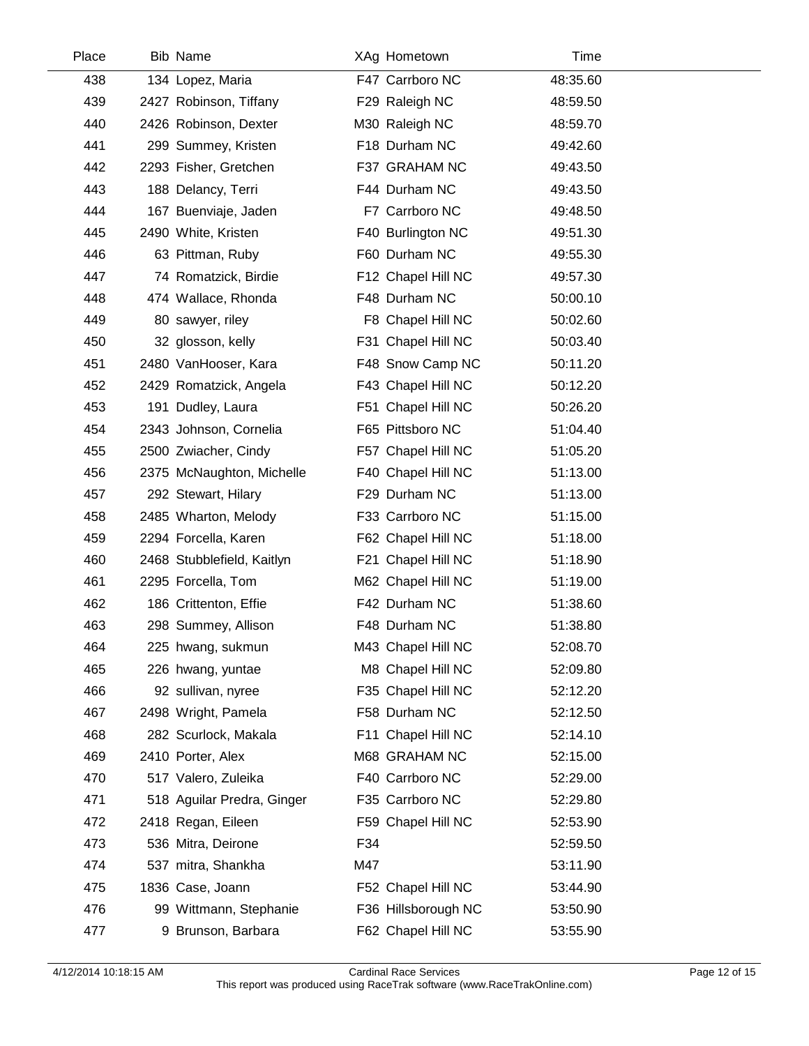| Place | Bib | Name | XAg | Hometown | Time |
|---|---|---|---|---|---|
| 438 | 134 | Lopez, Maria | F47 | Carrboro NC | 48:35.60 |
| 439 | 2427 | Robinson, Tiffany | F29 | Raleigh NC | 48:59.50 |
| 440 | 2426 | Robinson, Dexter | M30 | Raleigh NC | 48:59.70 |
| 441 | 299 | Summey, Kristen | F18 | Durham NC | 49:42.60 |
| 442 | 2293 | Fisher, Gretchen | F37 | GRAHAM NC | 49:43.50 |
| 443 | 188 | Delancy, Terri | F44 | Durham NC | 49:43.50 |
| 444 | 167 | Buenviaje, Jaden | F7 | Carrboro NC | 49:48.50 |
| 445 | 2490 | White, Kristen | F40 | Burlington NC | 49:51.30 |
| 446 | 63 | Pittman, Ruby | F60 | Durham NC | 49:55.30 |
| 447 | 74 | Romatzick, Birdie | F12 | Chapel Hill NC | 49:57.30 |
| 448 | 474 | Wallace, Rhonda | F48 | Durham NC | 50:00.10 |
| 449 | 80 | sawyer, riley | F8 | Chapel Hill NC | 50:02.60 |
| 450 | 32 | glosson, kelly | F31 | Chapel Hill NC | 50:03.40 |
| 451 | 2480 | VanHooser, Kara | F48 | Snow Camp NC | 50:11.20 |
| 452 | 2429 | Romatzick, Angela | F43 | Chapel Hill NC | 50:12.20 |
| 453 | 191 | Dudley, Laura | F51 | Chapel Hill NC | 50:26.20 |
| 454 | 2343 | Johnson, Cornelia | F65 | Pittsboro NC | 51:04.40 |
| 455 | 2500 | Zwiacher, Cindy | F57 | Chapel Hill NC | 51:05.20 |
| 456 | 2375 | McNaughton, Michelle | F40 | Chapel Hill NC | 51:13.00 |
| 457 | 292 | Stewart, Hilary | F29 | Durham NC | 51:13.00 |
| 458 | 2485 | Wharton, Melody | F33 | Carrboro NC | 51:15.00 |
| 459 | 2294 | Forcella, Karen | F62 | Chapel Hill NC | 51:18.00 |
| 460 | 2468 | Stubblefield, Kaitlyn | F21 | Chapel Hill NC | 51:18.90 |
| 461 | 2295 | Forcella, Tom | M62 | Chapel Hill NC | 51:19.00 |
| 462 | 186 | Crittenton, Effie | F42 | Durham NC | 51:38.60 |
| 463 | 298 | Summey, Allison | F48 | Durham NC | 51:38.80 |
| 464 | 225 | hwang, sukmun | M43 | Chapel Hill NC | 52:08.70 |
| 465 | 226 | hwang, yuntae | M8 | Chapel Hill NC | 52:09.80 |
| 466 | 92 | sullivan, nyree | F35 | Chapel Hill NC | 52:12.20 |
| 467 | 2498 | Wright, Pamela | F58 | Durham NC | 52:12.50 |
| 468 | 282 | Scurlock, Makala | F11 | Chapel Hill NC | 52:14.10 |
| 469 | 2410 | Porter, Alex | M68 | GRAHAM NC | 52:15.00 |
| 470 | 517 | Valero, Zuleika | F40 | Carrboro NC | 52:29.00 |
| 471 | 518 | Aguilar Predra, Ginger | F35 | Carrboro NC | 52:29.80 |
| 472 | 2418 | Regan, Eileen | F59 | Chapel Hill NC | 52:53.90 |
| 473 | 536 | Mitra, Deirone | F34 | | 52:59.50 |
| 474 | 537 | mitra, Shankha | M47 | | 53:11.90 |
| 475 | 1836 | Case, Joann | F52 | Chapel Hill NC | 53:44.90 |
| 476 | 99 | Wittmann, Stephanie | F36 | Hillsborough NC | 53:50.90 |
| 477 | 9 | Brunson, Barbara | F62 | Chapel Hill NC | 53:55.90 |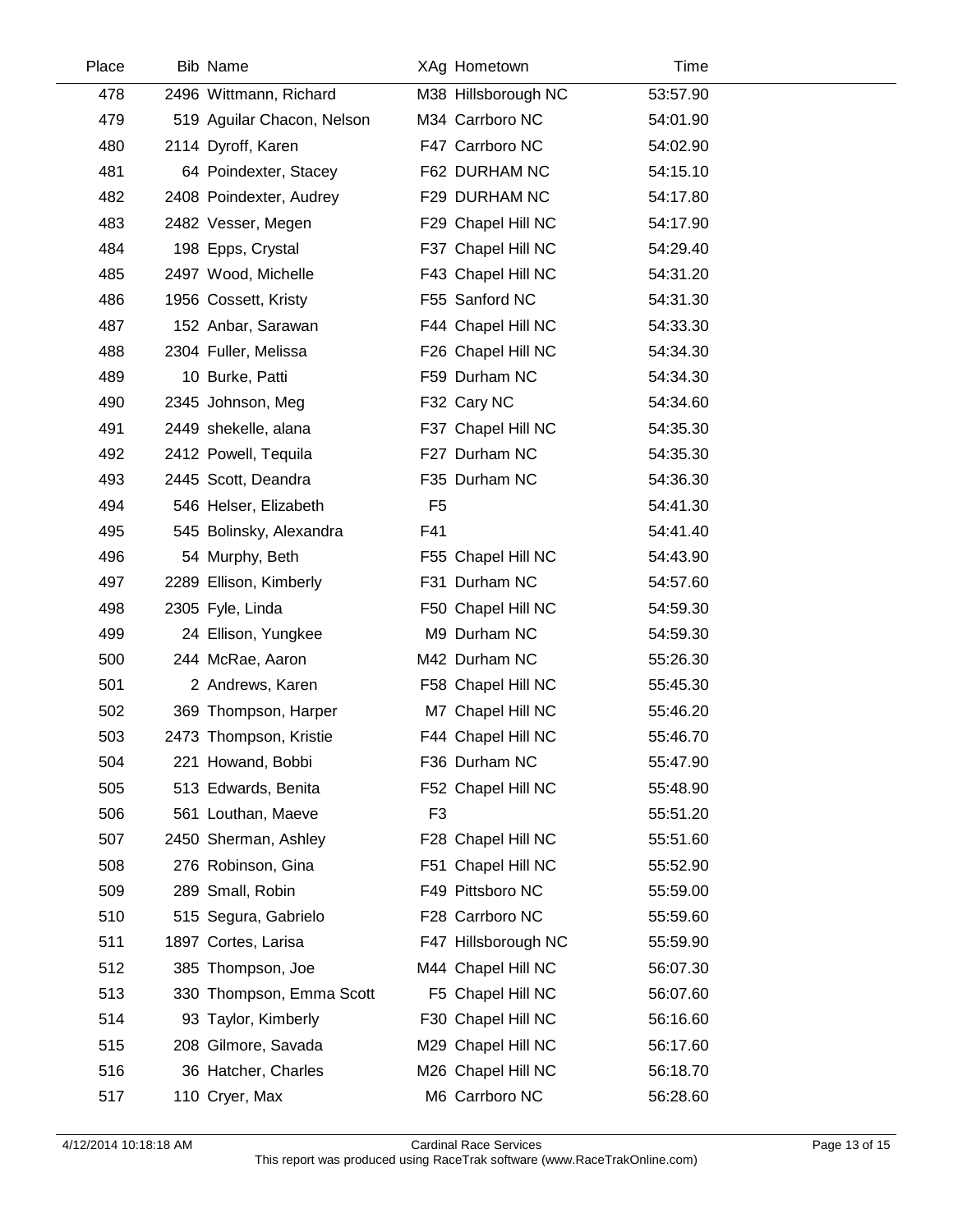| Place | Bib | Name | XAg | Hometown | Time |
|---|---|---|---|---|---|
| 478 | 2496 | Wittmann, Richard | M38 | Hillsborough NC | 53:57.90 |
| 479 | 519 | Aguilar Chacon, Nelson | M34 | Carrboro NC | 54:01.90 |
| 480 | 2114 | Dyroff, Karen | F47 | Carrboro NC | 54:02.90 |
| 481 | 64 | Poindexter, Stacey | F62 | DURHAM NC | 54:15.10 |
| 482 | 2408 | Poindexter, Audrey | F29 | DURHAM NC | 54:17.80 |
| 483 | 2482 | Vesser, Megen | F29 | Chapel Hill NC | 54:17.90 |
| 484 | 198 | Epps, Crystal | F37 | Chapel Hill NC | 54:29.40 |
| 485 | 2497 | Wood, Michelle | F43 | Chapel Hill NC | 54:31.20 |
| 486 | 1956 | Cossett, Kristy | F55 | Sanford NC | 54:31.30 |
| 487 | 152 | Anbar, Sarawan | F44 | Chapel Hill NC | 54:33.30 |
| 488 | 2304 | Fuller, Melissa | F26 | Chapel Hill NC | 54:34.30 |
| 489 | 10 | Burke, Patti | F59 | Durham NC | 54:34.30 |
| 490 | 2345 | Johnson, Meg | F32 | Cary NC | 54:34.60 |
| 491 | 2449 | shekelle, alana | F37 | Chapel Hill NC | 54:35.30 |
| 492 | 2412 | Powell, Tequila | F27 | Durham NC | 54:35.30 |
| 493 | 2445 | Scott, Deandra | F35 | Durham NC | 54:36.30 |
| 494 | 546 | Helser, Elizabeth | F5 | | 54:41.30 |
| 495 | 545 | Bolinsky, Alexandra | F41 | | 54:41.40 |
| 496 | 54 | Murphy, Beth | F55 | Chapel Hill NC | 54:43.90 |
| 497 | 2289 | Ellison, Kimberly | F31 | Durham NC | 54:57.60 |
| 498 | 2305 | Fyle, Linda | F50 | Chapel Hill NC | 54:59.30 |
| 499 | 24 | Ellison, Yungkee | M9 | Durham NC | 54:59.30 |
| 500 | 244 | McRae, Aaron | M42 | Durham NC | 55:26.30 |
| 501 | 2 | Andrews, Karen | F58 | Chapel Hill NC | 55:45.30 |
| 502 | 369 | Thompson, Harper | M7 | Chapel Hill NC | 55:46.20 |
| 503 | 2473 | Thompson, Kristie | F44 | Chapel Hill NC | 55:46.70 |
| 504 | 221 | Howand, Bobbi | F36 | Durham NC | 55:47.90 |
| 505 | 513 | Edwards, Benita | F52 | Chapel Hill NC | 55:48.90 |
| 506 | 561 | Louthan, Maeve | F3 | | 55:51.20 |
| 507 | 2450 | Sherman, Ashley | F28 | Chapel Hill NC | 55:51.60 |
| 508 | 276 | Robinson, Gina | F51 | Chapel Hill NC | 55:52.90 |
| 509 | 289 | Small, Robin | F49 | Pittsboro NC | 55:59.00 |
| 510 | 515 | Segura, Gabrielo | F28 | Carrboro NC | 55:59.60 |
| 511 | 1897 | Cortes, Larisa | F47 | Hillsborough NC | 55:59.90 |
| 512 | 385 | Thompson, Joe | M44 | Chapel Hill NC | 56:07.30 |
| 513 | 330 | Thompson, Emma Scott | F5 | Chapel Hill NC | 56:07.60 |
| 514 | 93 | Taylor, Kimberly | F30 | Chapel Hill NC | 56:16.60 |
| 515 | 208 | Gilmore, Savada | M29 | Chapel Hill NC | 56:17.60 |
| 516 | 36 | Hatcher, Charles | M26 | Chapel Hill NC | 56:18.70 |
| 517 | 110 | Cryer, Max | M6 | Carrboro NC | 56:28.60 |

4/12/2014 10:18:18 AM Cardinal Race Services

This report was produced using RaceTrak software (www.RaceTrakOnline.com)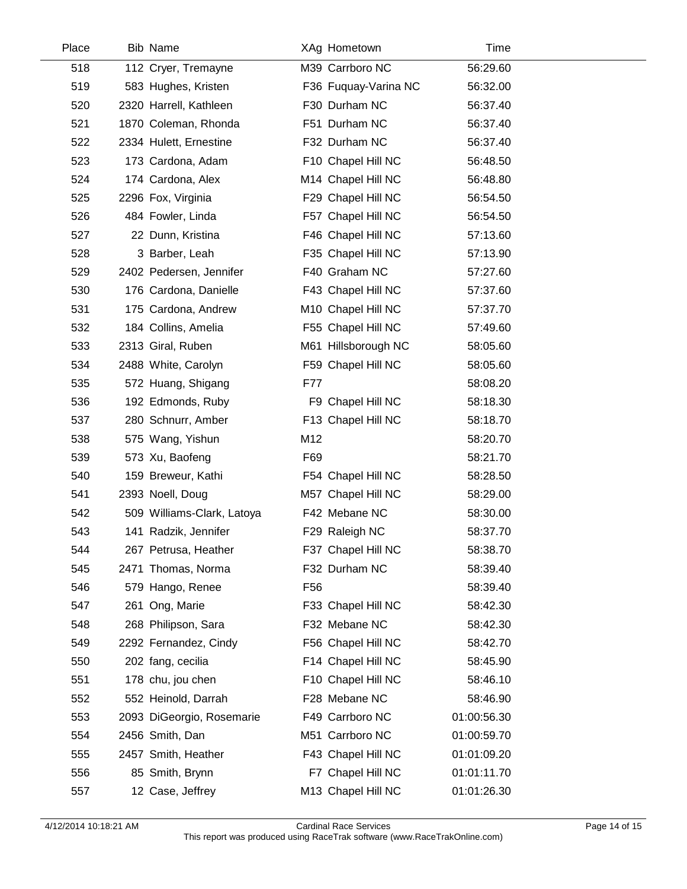| Place | Bib | Name | XAg | Hometown | Time |
|---|---|---|---|---|---|
| 518 | 112 | Cryer, Tremayne | M39 | Carrboro NC | 56:29.60 |
| 519 | 583 | Hughes, Kristen | F36 | Fuquay-Varina NC | 56:32.00 |
| 520 | 2320 | Harrell, Kathleen | F30 | Durham NC | 56:37.40 |
| 521 | 1870 | Coleman, Rhonda | F51 | Durham NC | 56:37.40 |
| 522 | 2334 | Hulett, Ernestine | F32 | Durham NC | 56:37.40 |
| 523 | 173 | Cardona, Adam | F10 | Chapel Hill NC | 56:48.50 |
| 524 | 174 | Cardona, Alex | M14 | Chapel Hill NC | 56:48.80 |
| 525 | 2296 | Fox, Virginia | F29 | Chapel Hill NC | 56:54.50 |
| 526 | 484 | Fowler, Linda | F57 | Chapel Hill NC | 56:54.50 |
| 527 | 22 | Dunn, Kristina | F46 | Chapel Hill NC | 57:13.60 |
| 528 | 3 | Barber, Leah | F35 | Chapel Hill NC | 57:13.90 |
| 529 | 2402 | Pedersen, Jennifer | F40 | Graham NC | 57:27.60 |
| 530 | 176 | Cardona, Danielle | F43 | Chapel Hill NC | 57:37.60 |
| 531 | 175 | Cardona, Andrew | M10 | Chapel Hill NC | 57:37.70 |
| 532 | 184 | Collins, Amelia | F55 | Chapel Hill NC | 57:49.60 |
| 533 | 2313 | Giral, Ruben | M61 | Hillsborough NC | 58:05.60 |
| 534 | 2488 | White, Carolyn | F59 | Chapel Hill NC | 58:05.60 |
| 535 | 572 | Huang, Shigang | F77 | | 58:08.20 |
| 536 | 192 | Edmonds, Ruby | F9 | Chapel Hill NC | 58:18.30 |
| 537 | 280 | Schnurr, Amber | F13 | Chapel Hill NC | 58:18.70 |
| 538 | 575 | Wang, Yishun | M12 | | 58:20.70 |
| 539 | 573 | Xu, Baofeng | F69 | | 58:21.70 |
| 540 | 159 | Breweur, Kathi | F54 | Chapel Hill NC | 58:28.50 |
| 541 | 2393 | Noell, Doug | M57 | Chapel Hill NC | 58:29.00 |
| 542 | 509 | Williams-Clark, Latoya | F42 | Mebane NC | 58:30.00 |
| 543 | 141 | Radzik, Jennifer | F29 | Raleigh NC | 58:37.70 |
| 544 | 267 | Petrusa, Heather | F37 | Chapel Hill NC | 58:38.70 |
| 545 | 2471 | Thomas, Norma | F32 | Durham NC | 58:39.40 |
| 546 | 579 | Hango, Renee | F56 | | 58:39.40 |
| 547 | 261 | Ong, Marie | F33 | Chapel Hill NC | 58:42.30 |
| 548 | 268 | Philipson, Sara | F32 | Mebane NC | 58:42.30 |
| 549 | 2292 | Fernandez, Cindy | F56 | Chapel Hill NC | 58:42.70 |
| 550 | 202 | fang, cecilia | F14 | Chapel Hill NC | 58:45.90 |
| 551 | 178 | chu, jou chen | F10 | Chapel Hill NC | 58:46.10 |
| 552 | 552 | Heinold, Darrah | F28 | Mebane NC | 58:46.90 |
| 553 | 2093 | DiGeorgio, Rosemarie | F49 | Carrboro NC | 01:00:56.30 |
| 554 | 2456 | Smith, Dan | M51 | Carrboro NC | 01:00:59.70 |
| 555 | 2457 | Smith, Heather | F43 | Chapel Hill NC | 01:01:09.20 |
| 556 | 85 | Smith, Brynn | F7 | Chapel Hill NC | 01:01:11.70 |
| 557 | 12 | Case, Jeffrey | M13 | Chapel Hill NC | 01:01:26.30 |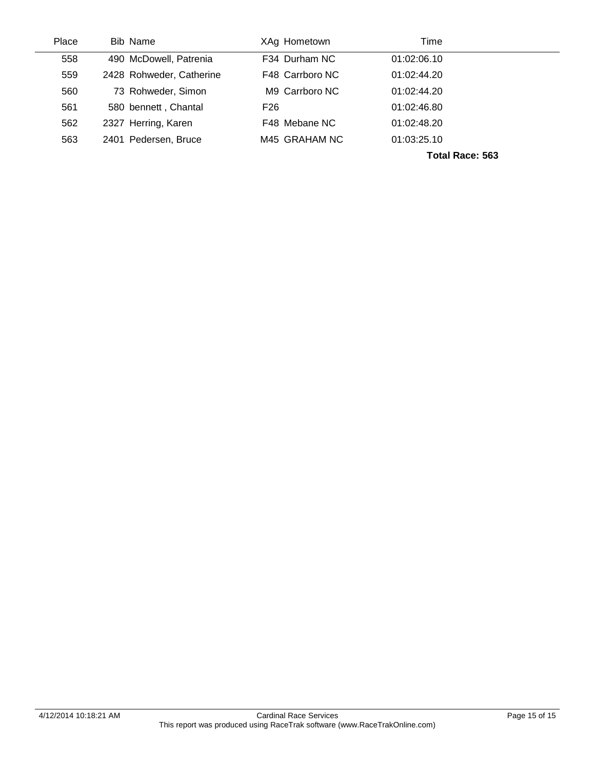| Place | Bib | Name | XAg | Hometown | Time |
|---|---|---|---|---|---|
| 558 | 490 | McDowell, Patrenia | F34 | Durham NC | 01:02:06.10 |
| 559 | 2428 | Rohweder, Catherine | F48 | Carrboro NC | 01:02:44.20 |
| 560 | 73 | Rohweder, Simon | M9 | Carrboro NC | 01:02:44.20 |
| 561 | 580 | bennett , Chantal | F26 | | 01:02:46.80 |
| 562 | 2327 | Herring, Karen | F48 | Mebane NC | 01:02:48.20 |
| 563 | 2401 | Pedersen, Bruce | M45 | GRAHAM NC | 01:03:25.10 |

**Total Race: 563**